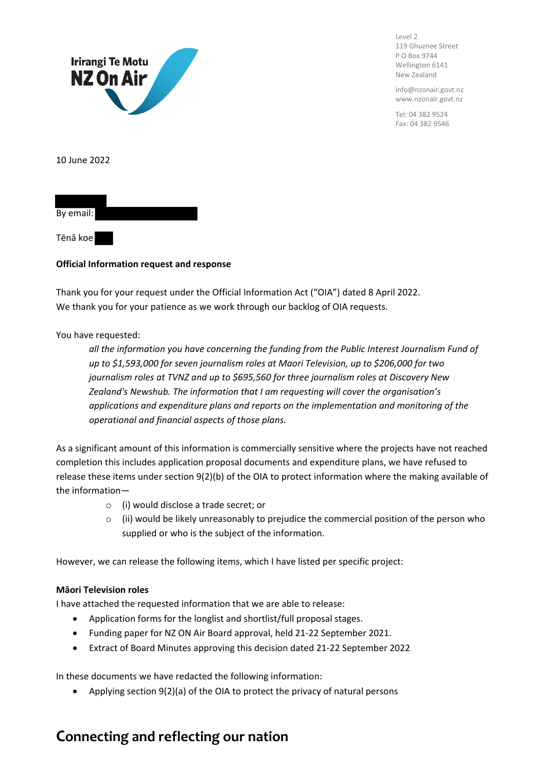Irirangi Te Motu
NZ On Air

Level 2
119 Ghuznee Street
P O Box 9744
Wellington 6141
New Zealand

info@nzonair.govt.nz
www.nzonair.govt.nz

Tel: 04 382 9524
Fax: 04 382 9546

10 June 2022

By email:

Tēnā koe

**Official Information request and response**

Thank you for your request under the Official Information Act ("OIA") dated 8 April 2022. We thank you for your patience as we work through our backlog of OIA requests.

You have requested:

> *all the information you have concerning the funding from the Public Interest Journalism Fund of up to $1,593,000 for seven journalism roles at Maori Television, up to $206,000 for two journalism roles at TVNZ and up to $695,560 for three journalism roles at Discovery New Zealand's Newshub. The information that I am requesting will cover the organisation's applications and expenditure plans and reports on the implementation and monitoring of the operational and financial aspects of those plans.*

As a significant amount of this information is commercially sensitive where the projects have not reached completion this includes application proposal documents and expenditure plans, we have refused to release these items under section 9(2)(b) of the OIA to protect information where the making available of the information—

- (i) would disclose a trade secret; or
- (ii) would be likely unreasonably to prejudice the commercial position of the person who supplied or who is the subject of the information.

However, we can release the following items, which I have listed per specific project:

**Māori Television roles**

I have attached the requested information that we are able to release:

- Application forms for the longlist and shortlist/full proposal stages.
- Funding paper for NZ ON Air Board approval, held 21-22 September 2021.
- Extract of Board Minutes approving this decision dated 21-22 September 2022

In these documents we have redacted the following information:

- Applying section 9(2)(a) of the OIA to protect the privacy of natural persons

## Connecting and reflecting our nation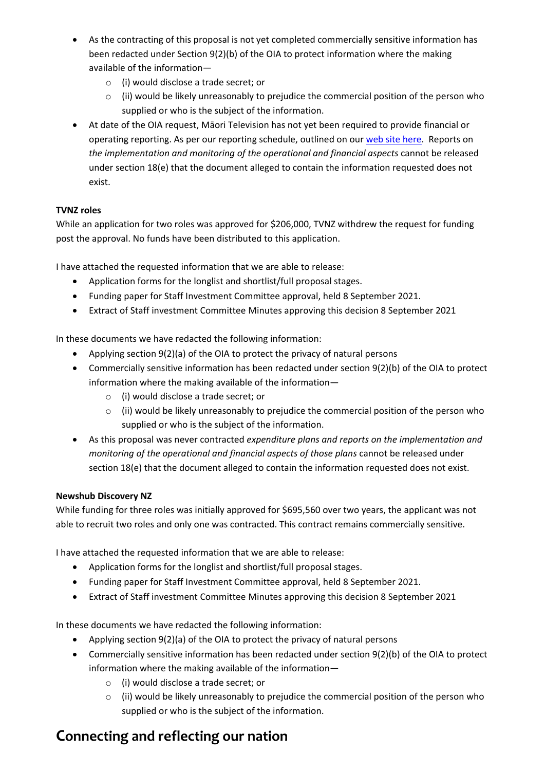- As the contracting of this proposal is not yet completed commercially sensitive information has been redacted under Section 9(2)(b) of the OIA to protect information where the making available of the information—
    - (i) would disclose a trade secret; or
    - (ii) would be likely unreasonably to prejudice the commercial position of the person who supplied or who is the subject of the information.
- At date of the OIA request, Māori Television has not yet been required to provide financial or operating reporting. As per our reporting schedule, outlined on our web site here. Reports on *the implementation and monitoring of the operational and financial aspects* cannot be released under section 18(e) that the document alleged to contain the information requested does not exist.

**TVNZ roles**

While an application for two roles was approved for $206,000, TVNZ withdrew the request for funding post the approval. No funds have been distributed to this application.

I have attached the requested information that we are able to release:

- Application forms for the longlist and shortlist/full proposal stages.
- Funding paper for Staff Investment Committee approval, held 8 September 2021.
- Extract of Staff investment Committee Minutes approving this decision 8 September 2021

In these documents we have redacted the following information:

- Applying section 9(2)(a) of the OIA to protect the privacy of natural persons
- Commercially sensitive information has been redacted under section 9(2)(b) of the OIA to protect information where the making available of the information—
    - (i) would disclose a trade secret; or
    - (ii) would be likely unreasonably to prejudice the commercial position of the person who supplied or who is the subject of the information.
- As this proposal was never contracted *expenditure plans and reports on the implementation and monitoring of the operational and financial aspects of those plans* cannot be released under section 18(e) that the document alleged to contain the information requested does not exist.

**Newshub Discovery NZ**

While funding for three roles was initially approved for $695,560 over two years, the applicant was not able to recruit two roles and only one was contracted. This contract remains commercially sensitive.

I have attached the requested information that we are able to release:

- Application forms for the longlist and shortlist/full proposal stages.
- Funding paper for Staff Investment Committee approval, held 8 September 2021.
- Extract of Staff investment Committee Minutes approving this decision 8 September 2021

In these documents we have redacted the following information:

- Applying section 9(2)(a) of the OIA to protect the privacy of natural persons
- Commercially sensitive information has been redacted under section 9(2)(b) of the OIA to protect information where the making available of the information—
    - (i) would disclose a trade secret; or
    - (ii) would be likely unreasonably to prejudice the commercial position of the person who supplied or who is the subject of the information.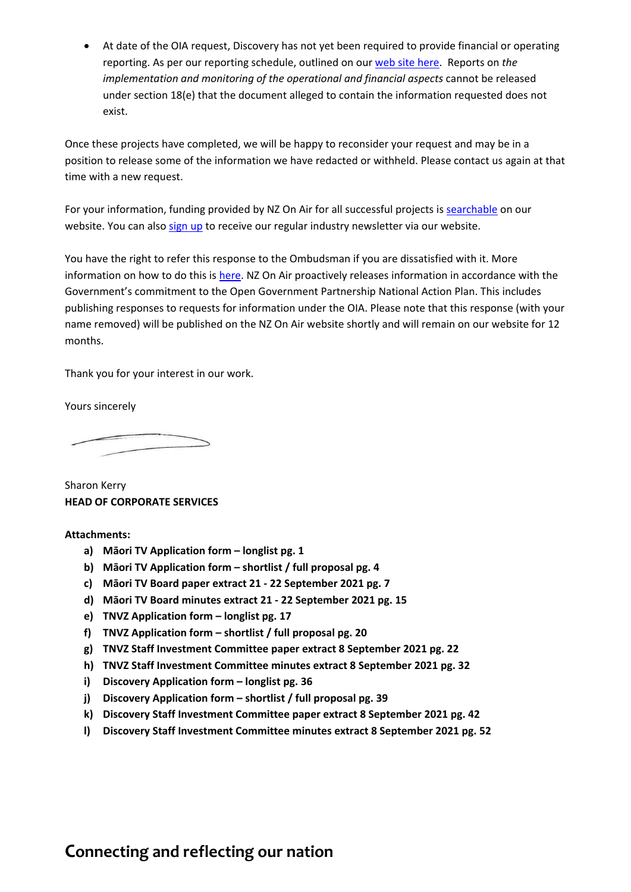- At date of the OIA request, Discovery has not yet been required to provide financial or operating reporting. As per our reporting schedule, outlined on our web site here. Reports on *the implementation and monitoring of the operational and financial aspects* cannot be released under section 18(e) that the document alleged to contain the information requested does not exist.

Once these projects have completed, we will be happy to reconsider your request and may be in a position to release some of the information we have redacted or withheld. Please contact us again at that time with a new request.

For your information, funding provided by NZ On Air for all successful projects is searchable on our website. You can also sign up to receive our regular industry newsletter via our website.

You have the right to refer this response to the Ombudsman if you are dissatisfied with it. More information on how to do this is here. NZ On Air proactively releases information in accordance with the Government's commitment to the Open Government Partnership National Action Plan. This includes publishing responses to requests for information under the OIA. Please note that this response (with your name removed) will be published on the NZ On Air website shortly and will remain on our website for 12 months.

Thank you for your interest in our work.

Yours sincerely

Sharon Kerry
**HEAD OF CORPORATE SERVICES**

**Attachments:**

a) **Māori TV Application form – longlist pg. 1**
b) **Māori TV Application form – shortlist / full proposal pg. 4**
c) **Māori TV Board paper extract 21 - 22 September 2021 pg. 7**
d) **Māori TV Board minutes extract 21 - 22 September 2021 pg. 15**
e) **TNVZ Application form – longlist pg. 17**
f) **TNVZ Application form – shortlist / full proposal pg. 20**
g) **TNVZ Staff Investment Committee paper extract 8 September 2021 pg. 22**
h) **TNVZ Staff Investment Committee minutes extract 8 September 2021 pg. 32**
i) **Discovery Application form – longlist pg. 36**
j) **Discovery Application form – shortlist / full proposal pg. 39**
k) **Discovery Staff Investment Committee paper extract 8 September 2021 pg. 42**
l) **Discovery Staff Investment Committee minutes extract 8 September 2021 pg. 52**

**Connecting and reflecting our nation**